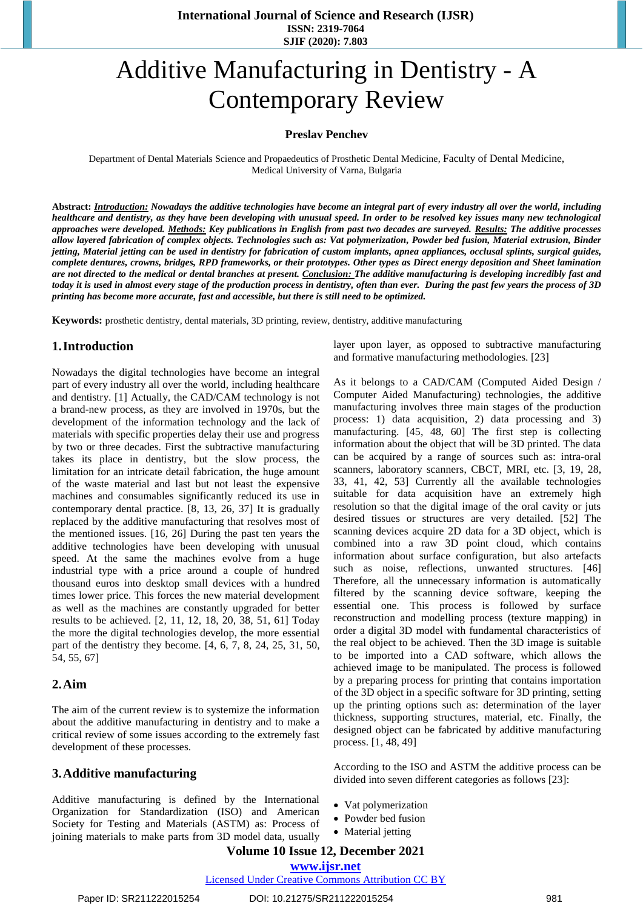# Additive Manufacturing in Dentistry - A Contemporary Review

**Preslav Penchev**

Department of Dental Materials Science and Propaedeutics of Prosthetic Dental Medicine, Faculty of Dental Medicine, Medical University of Varna, Bulgaria

**Abstract:** ***Introduction:*** ***Nowadays the additive technologies have become an integral part of every industry all over the world, including healthcare and dentistry, as they have been developing with unusual speed. In order to be resolved key issues many new technological approaches were developed.*** ***Methods:*** ***Key publications in English from past two decades are surveyed.*** ***Results:*** ***The additive processes allow layered fabrication of complex objects. Technologies such as: Vat polymerization, Powder bed fusion, Material extrusion, Binder jetting, Material jetting can be used in dentistry for fabrication of custom implants, apnea appliances, occlusal splints, surgical guides, complete dentures, crowns, bridges, RPD frameworks, or their prototypes. Other types as Direct energy deposition and Sheet lamination are not directed to the medical or dental branches at present.*** ***Conclusion:*** ***The additive manufacturing is developing incredibly fast and today it is used in almost every stage of the production process in dentistry, often than ever. During the past few years the process of 3D printing has become more accurate, fast and accessible, but there is still need to be optimized.***

**Keywords:** prosthetic dentistry, dental materials, 3D printing, review, dentistry, additive manufacturing

## 1. Introduction

Nowadays the digital technologies have become an integral part of every industry all over the world, including healthcare and dentistry. [1] Actually, the CAD/CAM technology is not a brand-new process, as they are involved in 1970s, but the development of the information technology and the lack of materials with specific properties delay their use and progress by two or three decades. First the subtractive manufacturing takes its place in dentistry, but the slow process, the limitation for an intricate detail fabrication, the huge amount of the waste material and last but not least the expensive machines and consumables significantly reduced its use in contemporary dental practice. [8, 13, 26, 37] It is gradually replaced by the additive manufacturing that resolves most of the mentioned issues. [16, 26] During the past ten years the additive technologies have been developing with unusual speed. At the same the machines evolve from a huge industrial type with a price around a couple of hundred thousand euros into desktop small devices with a hundred times lower price. This forces the new material development as well as the machines are constantly upgraded for better results to be achieved. [2, 11, 12, 18, 20, 38, 51, 61] Today the more the digital technologies develop, the more essential part of the dentistry they become. [4, 6, 7, 8, 24, 25, 31, 50, 54, 55, 67]

## 2. Aim

The aim of the current review is to systemize the information about the additive manufacturing in dentistry and to make a critical review of some issues according to the extremely fast development of these processes.

## 3. Additive manufacturing

Additive manufacturing is defined by the International Organization for Standardization (ISO) and American Society for Testing and Materials (ASTM) as: Process of joining materials to make parts from 3D model data, usually layer upon layer, as opposed to subtractive manufacturing and formative manufacturing methodologies. [23]

As it belongs to a CAD/CAM (Computed Aided Design / Computer Aided Manufacturing) technologies, the additive manufacturing involves three main stages of the production process: 1) data acquisition, 2) data processing and 3) manufacturing. [45, 48, 60] The first step is collecting information about the object that will be 3D printed. The data can be acquired by a range of sources such as: intra-oral scanners, laboratory scanners, CBCT, MRI, etc. [3, 19, 28, 33, 41, 42, 53] Currently all the available technologies suitable for data acquisition have an extremely high resolution so that the digital image of the oral cavity or juts desired tissues or structures are very detailed. [52] The scanning devices acquire 2D data for a 3D object, which is combined into a raw 3D point cloud, which contains information about surface configuration, but also artefacts such as noise, reflections, unwanted structures. [46] Therefore, all the unnecessary information is automatically filtered by the scanning device software, keeping the essential one. This process is followed by surface reconstruction and modelling process (texture mapping) in order to a digital 3D model with fundamental characteristics of the real object to be achieved. Then the 3D image is suitable to be imported into a CAD software, which allows the achieved image to be manipulated. The process is followed by a preparing process for printing that contains importation of the 3D object in a specific software for 3D printing, setting up the printing options such as: determination of the layer thickness, supporting structures, material, etc. Finally, the designed object can be fabricated by additive manufacturing process. [1, 48, 49]

According to the ISO and ASTM the additive process can be divided into seven different categories as follows [23]:

- Vat polymerization
- Powder bed fusion
- Material jetting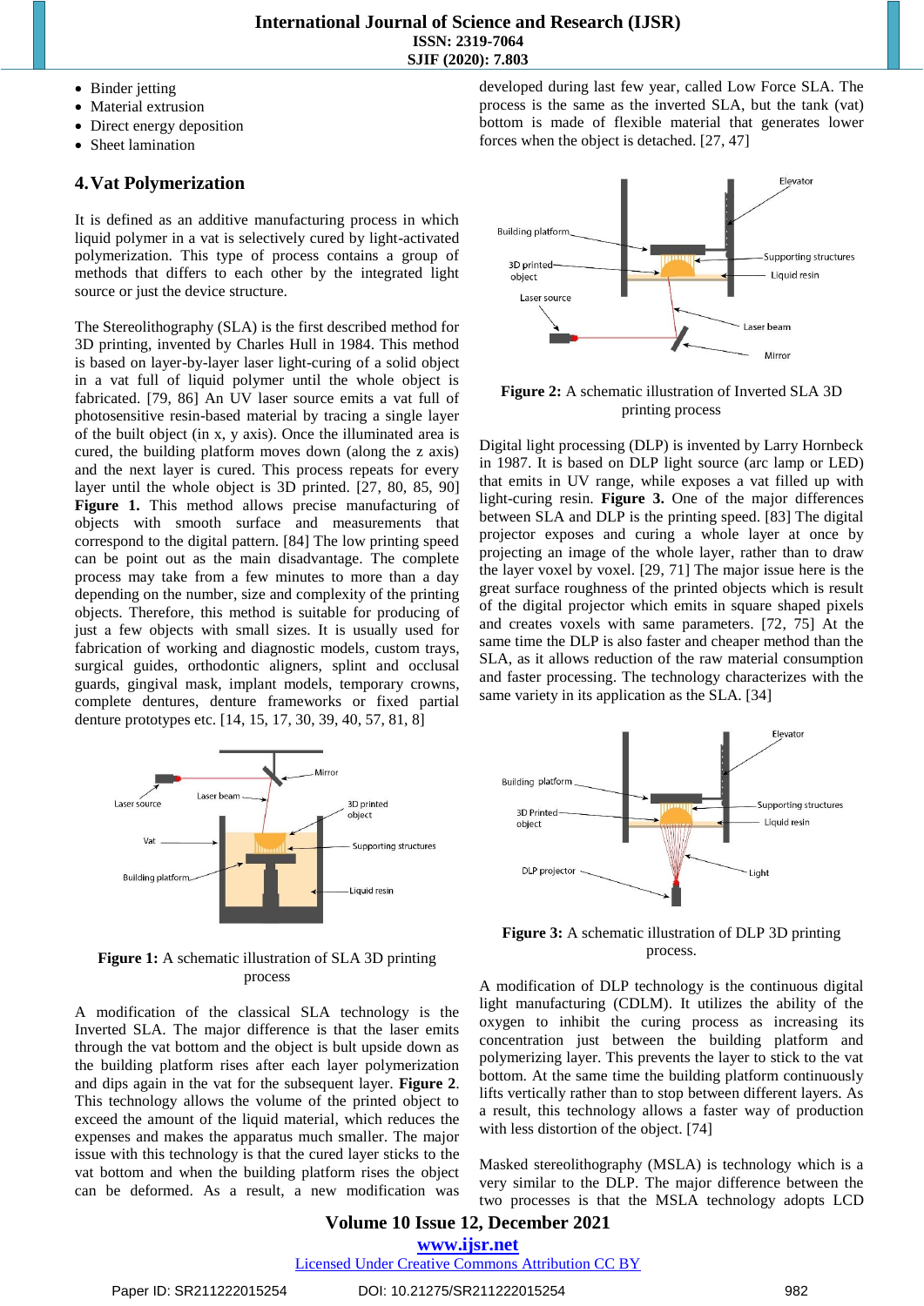- Binder jetting
- Material extrusion
- Direct energy deposition
- Sheet lamination

## 4. Vat Polymerization

It is defined as an additive manufacturing process in which liquid polymer in a vat is selectively cured by light-activated polymerization. This type of process contains a group of methods that differs to each other by the integrated light source or just the device structure.

The Stereolithography (SLA) is the first described method for 3D printing, invented by Charles Hull in 1984. This method is based on layer-by-layer laser light-curing of a solid object in a vat full of liquid polymer until the whole object is fabricated. [79, 86] An UV laser source emits a vat full of photosensitive resin-based material by tracing a single layer of the built object (in x, y axis). Once the illuminated area is cured, the building platform moves down (along the z axis) and the next layer is cured. This process repeats for every layer until the whole object is 3D printed. [27, 80, 85, 90] **Figure 1.** This method allows precise manufacturing of objects with smooth surface and measurements that correspond to the digital pattern. [84] The low printing speed can be point out as the main disadvantage. The complete process may take from a few minutes to more than a day depending on the number, size and complexity of the printing objects. Therefore, this method is suitable for producing of just a few objects with small sizes. It is usually used for fabrication of working and diagnostic models, custom trays, surgical guides, orthodontic aligners, splint and occlusal guards, gingival mask, implant models, temporary crowns, complete dentures, denture frameworks or fixed partial denture prototypes etc. [14, 15, 17, 30, 39, 40, 57, 81, 8]

**Figure 1:** A schematic illustration of SLA 3D printing process

A modification of the classical SLA technology is the Inverted SLA. The major difference is that the laser emits through the vat bottom and the object is bult upside down as the building platform rises after each layer polymerization and dips again in the vat for the subsequent layer. **Figure 2.** This technology allows the volume of the printed object to exceed the amount of the liquid material, which reduces the expenses and makes the apparatus much smaller. The major issue with this technology is that the cured layer sticks to the vat bottom and when the building platform rises the object can be deformed. As a result, a new modification was developed during last few year, called Low Force SLA. The process is the same as the inverted SLA, but the tank (vat) bottom is made of flexible material that generates lower forces when the object is detached. [27, 47]

**Figure 2:** A schematic illustration of Inverted SLA 3D printing process

Digital light processing (DLP) is invented by Larry Hornbeck in 1987. It is based on DLP light source (arc lamp or LED) that emits in UV range, while exposes a vat filled up with light-curing resin. **Figure 3.** One of the major differences between SLA and DLP is the printing speed. [83] The digital projector exposes and curing a whole layer at once by projecting an image of the whole layer, rather than to draw the layer voxel by voxel. [29, 71] The major issue here is the great surface roughness of the printed objects which is result of the digital projector which emits in square shaped pixels and creates voxels with same parameters. [72, 75] At the same time the DLP is also faster and cheaper method than the SLA, as it allows reduction of the raw material consumption and faster processing. The technology characterizes with the same variety in its application as the SLA. [34]

**Figure 3:** A schematic illustration of DLP 3D printing process.

A modification of DLP technology is the continuous digital light manufacturing (CDLM). It utilizes the ability of the oxygen to inhibit the curing process as increasing its concentration just between the building platform and polymerizing layer. This prevents the layer to stick to the vat bottom. At the same time the building platform continuously lifts vertically rather than to stop between different layers. As a result, this technology allows a faster way of production with less distortion of the object. [74]

Masked stereolithography (MSLA) is technology which is a very similar to the DLP. The major difference between the two processes is that the MSLA technology adopts LCD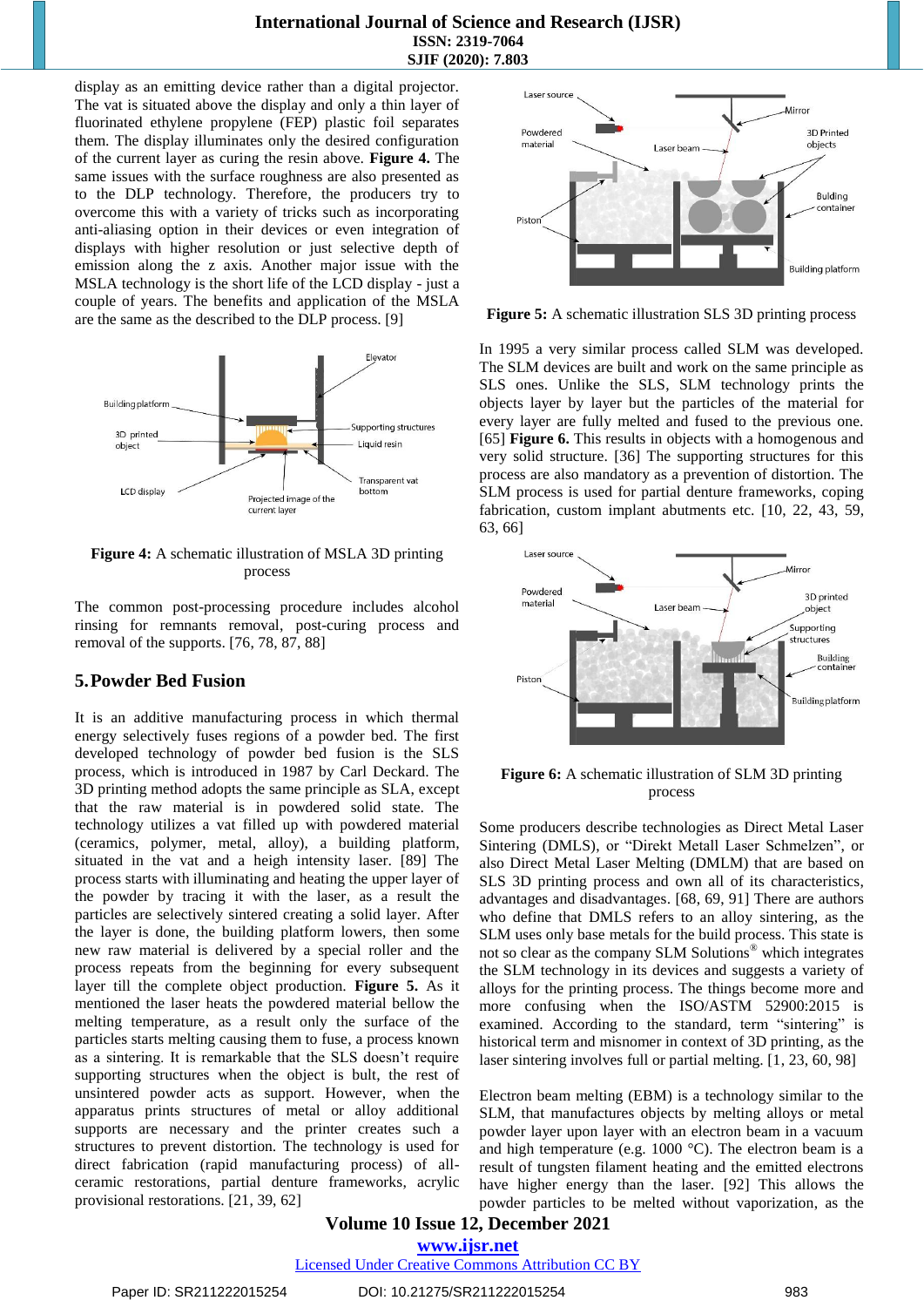display as an emitting device rather than a digital projector. The vat is situated above the display and only a thin layer of fluorinated ethylene propylene (FEP) plastic foil separates them. The display illuminates only the desired configuration of the current layer as curing the resin above. **Figure 4.** The same issues with the surface roughness are also presented as to the DLP technology. Therefore, the producers try to overcome this with a variety of tricks such as incorporating anti-aliasing option in their devices or even integration of displays with higher resolution or just selective depth of emission along the z axis. Another major issue with the MSLA technology is the short life of the LCD display - just a couple of years. The benefits and application of the MSLA are the same as the described to the DLP process. [9]

**Figure 4:** A schematic illustration of MSLA 3D printing process

The common post-processing procedure includes alcohol rinsing for remnants removal, post-curing process and removal of the supports. [76, 78, 87, 88]

## 5. Powder Bed Fusion

It is an additive manufacturing process in which thermal energy selectively fuses regions of a powder bed. The first developed technology of powder bed fusion is the SLS process, which is introduced in 1987 by Carl Deckard. The 3D printing method adopts the same principle as SLA, except that the raw material is in powdered solid state. The technology utilizes a vat filled up with powdered material (ceramics, polymer, metal, alloy), a building platform, situated in the vat and a heigh intensity laser. [89] The process starts with illuminating and heating the upper layer of the powder by tracing it with the laser, as a result the particles are selectively sintered creating a solid layer. After the layer is done, the building platform lowers, then some new raw material is delivered by a special roller and the process repeats from the beginning for every subsequent layer till the complete object production. **Figure 5.** As it mentioned the laser heats the powdered material bellow the melting temperature, as a result only the surface of the particles starts melting causing them to fuse, a process known as a sintering. It is remarkable that the SLS doesn't require supporting structures when the object is bult, the rest of unsintered powder acts as support. However, when the apparatus prints structures of metal or alloy additional supports are necessary and the printer creates such a structures to prevent distortion. The technology is used for direct fabrication (rapid manufacturing process) of all-ceramic restorations, partial denture frameworks, acrylic provisional restorations. [21, 39, 62]

**Figure 5:** A schematic illustration SLS 3D printing process

In 1995 a very similar process called SLM was developed. The SLM devices are built and work on the same principle as SLS ones. Unlike the SLS, SLM technology prints the objects layer by layer but the particles of the material for every layer are fully melted and fused to the previous one. [65] **Figure 6.** This results in objects with a homogenous and very solid structure. [36] The supporting structures for this process are also mandatory as a prevention of distortion. The SLM process is used for partial denture frameworks, coping fabrication, custom implant abutments etc. [10, 22, 43, 59, 63, 66]

**Figure 6:** A schematic illustration of SLM 3D printing process

Some producers describe technologies as Direct Metal Laser Sintering (DMLS), or "Direkt Metall Laser Schmelzen", or also Direct Metal Laser Melting (DMLM) that are based on SLS 3D printing process and own all of its characteristics, advantages and disadvantages. [68, 69, 91] There are authors who define that DMLS refers to an alloy sintering, as the SLM uses only base metals for the build process. This state is not so clear as the company SLM Solutions® which integrates the SLM technology in its devices and suggests a variety of alloys for the printing process. The things become more and more confusing when the ISO/ASTM 52900:2015 is examined. According to the standard, term "sintering" is historical term and misnomer in context of 3D printing, as the laser sintering involves full or partial melting. [1, 23, 60, 98]

Electron beam melting (EBM) is a technology similar to the SLM, that manufactures objects by melting alloys or metal powder layer upon layer with an electron beam in a vacuum and high temperature (e.g. 1000 °C). The electron beam is a result of tungsten filament heating and the emitted electrons have higher energy than the laser. [92] This allows the powder particles to be melted without vaporization, as the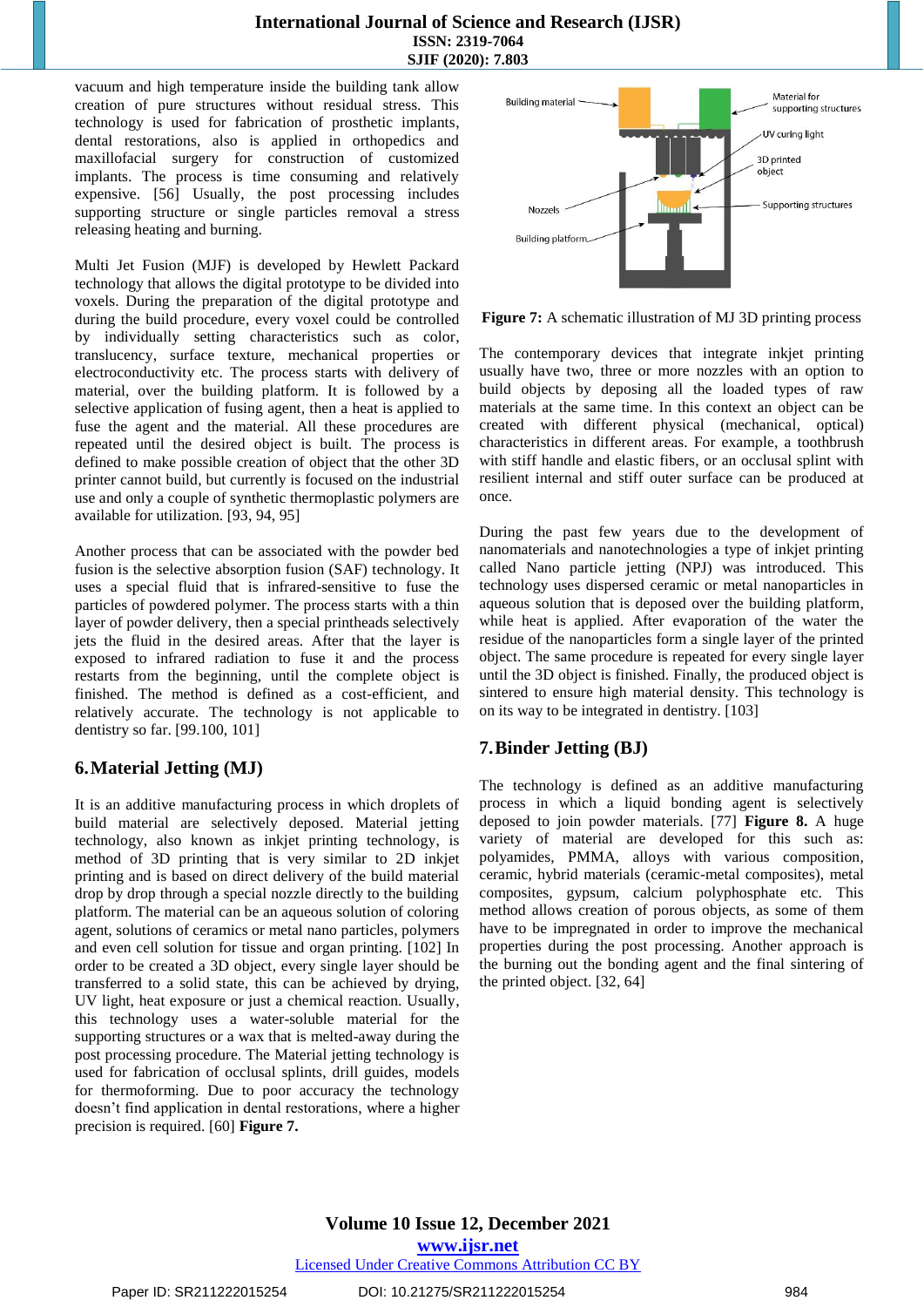vacuum and high temperature inside the building tank allow creation of pure structures without residual stress. This technology is used for fabrication of prosthetic implants, dental restorations, also is applied in orthopedics and maxillofacial surgery for construction of customized implants. The process is time consuming and relatively expensive. [56] Usually, the post processing includes supporting structure or single particles removal a stress releasing heating and burning.

Multi Jet Fusion (MJF) is developed by Hewlett Packard technology that allows the digital prototype to be divided into voxels. During the preparation of the digital prototype and during the build procedure, every voxel could be controlled by individually setting characteristics such as color, translucency, surface texture, mechanical properties or electroconductivity etc. The process starts with delivery of material, over the building platform. It is followed by a selective application of fusing agent, then a heat is applied to fuse the agent and the material. All these procedures are repeated until the desired object is built. The process is defined to make possible creation of object that the other 3D printer cannot build, but currently is focused on the industrial use and only a couple of synthetic thermoplastic polymers are available for utilization. [93, 94, 95]

Another process that can be associated with the powder bed fusion is the selective absorption fusion (SAF) technology. It uses a special fluid that is infrared-sensitive to fuse the particles of powdered polymer. The process starts with a thin layer of powder delivery, then a special printheads selectively jets the fluid in the desired areas. After that the layer is exposed to infrared radiation to fuse it and the process restarts from the beginning, until the complete object is finished. The method is defined as a cost-efficient, and relatively accurate. The technology is not applicable to dentistry so far. [99.100, 101]

## 6. Material Jetting (MJ)

It is an additive manufacturing process in which droplets of build material are selectively deposed. Material jetting technology, also known as inkjet printing technology, is method of 3D printing that is very similar to 2D inkjet printing and is based on direct delivery of the build material drop by drop through a special nozzle directly to the building platform. The material can be an aqueous solution of coloring agent, solutions of ceramics or metal nano particles, polymers and even cell solution for tissue and organ printing. [102] In order to be created a 3D object, every single layer should be transferred to a solid state, this can be achieved by drying, UV light, heat exposure or just a chemical reaction. Usually, this technology uses a water-soluble material for the supporting structures or a wax that is melted-away during the post processing procedure. The Material jetting technology is used for fabrication of occlusal splints, drill guides, models for thermoforming. Due to poor accuracy the technology doesn't find application in dental restorations, where a higher precision is required. [60] **Figure 7.**

**Figure 7:** A schematic illustration of MJ 3D printing process

The contemporary devices that integrate inkjet printing usually have two, three or more nozzles with an option to build objects by deposing all the loaded types of raw materials at the same time. In this context an object can be created with different physical (mechanical, optical) characteristics in different areas. For example, a toothbrush with stiff handle and elastic fibers, or an occlusal splint with resilient internal and stiff outer surface can be produced at once.

During the past few years due to the development of nanomaterials and nanotechnologies a type of inkjet printing called Nano particle jetting (NPJ) was introduced. This technology uses dispersed ceramic or metal nanoparticles in aqueous solution that is deposed over the building platform, while heat is applied. After evaporation of the water the residue of the nanoparticles form a single layer of the printed object. The same procedure is repeated for every single layer until the 3D object is finished. Finally, the produced object is sintered to ensure high material density. This technology is on its way to be integrated in dentistry. [103]

## 7. Binder Jetting (BJ)

The technology is defined as an additive manufacturing process in which a liquid bonding agent is selectively deposed to join powder materials. [77] **Figure 8.** A huge variety of material are developed for this such as: polyamides, PMMA, alloys with various composition, ceramic, hybrid materials (ceramic-metal composites), metal composites, gypsum, calcium polyphosphate etc. This method allows creation of porous objects, as some of them have to be impregnated in order to improve the mechanical properties during the post processing. Another approach is the burning out the bonding agent and the final sintering of the printed object. [32, 64]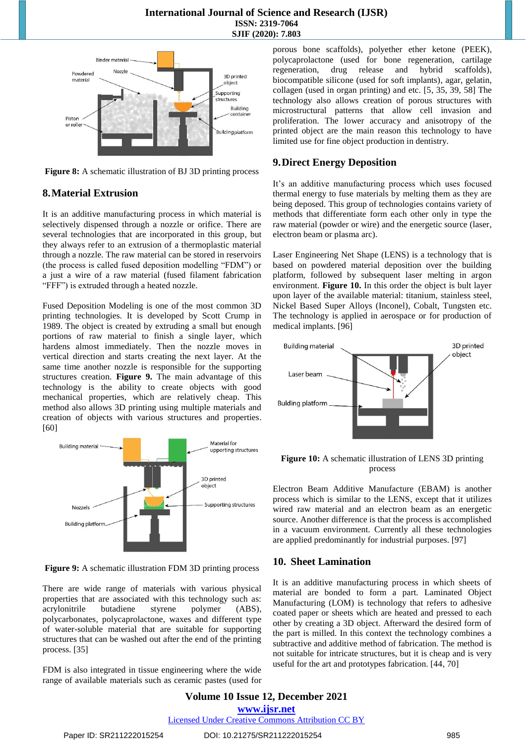Figure 8: A schematic illustration of BJ 3D printing process

## 8. Material Extrusion

It is an additive manufacturing process in which material is selectively dispensed through a nozzle or orifice. There are several technologies that are incorporated in this group, but they always refer to an extrusion of a thermoplastic material through a nozzle. The raw material can be stored in reservoirs (the process is called fused deposition modelling "FDM") or a just a wire of a raw material (fused filament fabrication "FFF") is extruded through a heated nozzle.

Fused Deposition Modeling is one of the most common 3D printing technologies. It is developed by Scott Crump in 1989. The object is created by extruding a small but enough portions of raw material to finish a single layer, which hardens almost immediately. Then the nozzle moves in vertical direction and starts creating the next layer. At the same time another nozzle is responsible for the supporting structures creation. **Figure 9.** The main advantage of this technology is the ability to create objects with good mechanical properties, which are relatively cheap. This method also allows 3D printing using multiple materials and creation of objects with various structures and properties. [60]

Figure 9: A schematic illustration FDM 3D printing process

There are wide range of materials with various physical properties that are associated with this technology such as: acrylonitrile butadiene styrene polymer (ABS), polycarbonates, polycaprolactone, waxes and different type of water-soluble material that are suitable for supporting structures that can be washed out after the end of the printing process. [35]

FDM is also integrated in tissue engineering where the wide range of available materials such as ceramic pastes (used for porous bone scaffolds), polyether ether ketone (PEEK), polycaprolactone (used for bone regeneration, cartilage regeneration, drug release and hybrid scaffolds), biocompatible silicone (used for soft implants), agar, gelatin, collagen (used in organ printing) and etc. [5, 35, 39, 58] The technology also allows creation of porous scaffolds with microstructural patterns that allow cell invasion and proliferation. The lower accuracy and anisotropy of the printed object are the main reason this technology to have limited use for fine object production in dentistry.

## 9. Direct Energy Deposition

It's an additive manufacturing process which uses focused thermal energy to fuse materials by melting them as they are being deposed. This group of technologies contains variety of methods that differentiate form each other only in type the raw material (powder or wire) and the energetic source (laser, electron beam or plasma arc).

Laser Engineering Net Shape (LENS) is a technology that is based on powdered material deposition over the building platform, followed by subsequent laser melting in argon environment. **Figure 10.** In this order the object is bult layer upon layer of the available material: titanium, stainless steel, Nickel Based Super Alloys (Inconel), Cobalt, Tungsten etc. The technology is applied in aerospace or for production of medical implants. [96]

Figure 10: A schematic illustration of LENS 3D printing process

Electron Beam Additive Manufacture (EBAM) is another process which is similar to the LENS, except that it utilizes wired raw material and an electron beam as an energetic source. Another difference is that the process is accomplished in a vacuum environment. Currently all these technologies are applied predominantly for industrial purposes. [97]

## 10. Sheet Lamination

It is an additive manufacturing process in which sheets of material are bonded to form a part. Laminated Object Manufacturing (LOM) is technology that refers to adhesive coated paper or sheets which are heated and pressed to each other by creating a 3D object. Afterward the desired form of the part is milled. In this context the technology combines a subtractive and additive method of fabrication. The method is not suitable for intricate structures, but it is cheap and is very useful for the art and prototypes fabrication. [44, 70]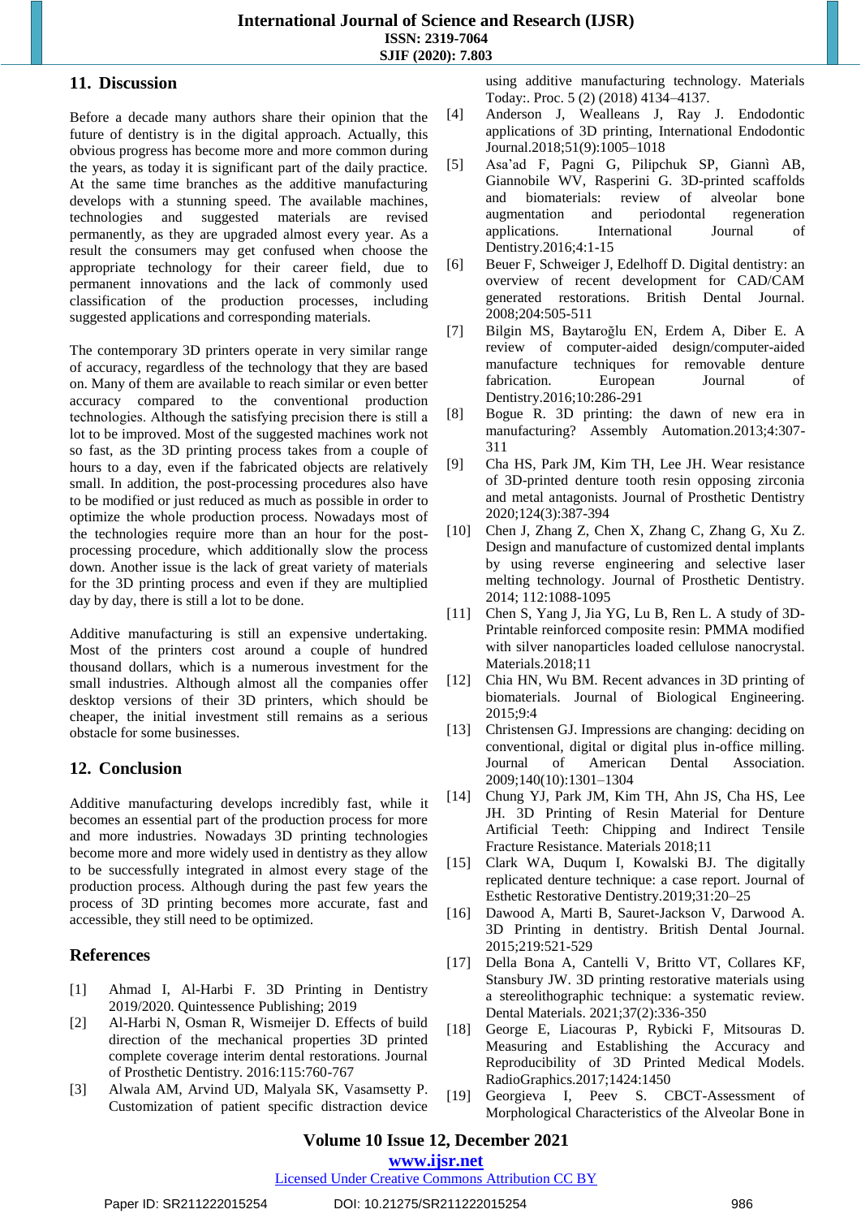## 11. Discussion

Before a decade many authors share their opinion that the future of dentistry is in the digital approach. Actually, this obvious progress has become more and more common during the years, as today it is significant part of the daily practice. At the same time branches as the additive manufacturing develops with a stunning speed. The available machines, technologies and suggested materials are revised permanently, as they are upgraded almost every year. As a result the consumers may get confused when choose the appropriate technology for their career field, due to permanent innovations and the lack of commonly used classification of the production processes, including suggested applications and corresponding materials.

The contemporary 3D printers operate in very similar range of accuracy, regardless of the technology that they are based on. Many of them are available to reach similar or even better accuracy compared to the conventional production technologies. Although the satisfying precision there is still a lot to be improved. Most of the suggested machines work not so fast, as the 3D printing process takes from a couple of hours to a day, even if the fabricated objects are relatively small. In addition, the post-processing procedures also have to be modified or just reduced as much as possible in order to optimize the whole production process. Nowadays most of the technologies require more than an hour for the post-processing procedure, which additionally slow the process down. Another issue is the lack of great variety of materials for the 3D printing process and even if they are multiplied day by day, there is still a lot to be done.

Additive manufacturing is still an expensive undertaking. Most of the printers cost around a couple of hundred thousand dollars, which is a numerous investment for the small industries. Although almost all the companies offer desktop versions of their 3D printers, which should be cheaper, the initial investment still remains as a serious obstacle for some businesses.

## 12. Conclusion

Additive manufacturing develops incredibly fast, while it becomes an essential part of the production process for more and more industries. Nowadays 3D printing technologies become more and more widely used in dentistry as they allow to be successfully integrated in almost every stage of the production process. Although during the past few years the process of 3D printing becomes more accurate, fast and accessible, they still need to be optimized.

## References

[1] Ahmad I, Al-Harbi F. 3D Printing in Dentistry 2019/2020. Quintessence Publishing; 2019

[2] Al-Harbi N, Osman R, Wismeijer D. Effects of build direction of the mechanical properties 3D printed complete coverage interim dental restorations. Journal of Prosthetic Dentistry. 2016:115:760-767

[3] Alwala AM, Arvind UD, Malyala SK, Vasamsetty P. Customization of patient specific distraction device using additive manufacturing technology. Materials Today:. Proc. 5 (2) (2018) 4134–4137.

[4] Anderson J, Wealleans J, Ray J. Endodontic applications of 3D printing, International Endodontic Journal.2018;51(9):1005–1018

[5] Asa'ad F, Pagni G, Pilipchuk SP, Giannì AB, Giannobile WV, Rasperini G. 3D-printed scaffolds and biomaterials: review of alveolar bone augmentation and periodontal regeneration applications. International Journal of Dentistry.2016;4:1-15

[6] Beuer F, Schweiger J, Edelhoff D. Digital dentistry: an overview of recent development for CAD/CAM generated restorations. British Dental Journal. 2008;204:505-511

[7] Bilgin MS, Baytaroğlu EN, Erdem A, Diber E. A review of computer-aided design/computer-aided manufacture techniques for removable denture fabrication. European Journal of Dentistry.2016;10:286-291

[8] Bogue R. 3D printing: the dawn of new era in manufacturing? Assembly Automation.2013;4:307-311

[9] Cha HS, Park JM, Kim TH, Lee JH. Wear resistance of 3D-printed denture tooth resin opposing zirconia and metal antagonists. Journal of Prosthetic Dentistry 2020;124(3):387-394

[10] Chen J, Zhang Z, Chen X, Zhang C, Zhang G, Xu Z. Design and manufacture of customized dental implants by using reverse engineering and selective laser melting technology. Journal of Prosthetic Dentistry. 2014; 112:1088-1095

[11] Chen S, Yang J, Jia YG, Lu B, Ren L. A study of 3D-Printable reinforced composite resin: PMMA modified with silver nanoparticles loaded cellulose nanocrystal. Materials.2018;11

[12] Chia HN, Wu BM. Recent advances in 3D printing of biomaterials. Journal of Biological Engineering. 2015;9:4

[13] Christensen GJ. Impressions are changing: deciding on conventional, digital or digital plus in-office milling. Journal of American Dental Association. 2009;140(10):1301–1304

[14] Chung YJ, Park JM, Kim TH, Ahn JS, Cha HS, Lee JH. 3D Printing of Resin Material for Denture Artificial Teeth: Chipping and Indirect Tensile Fracture Resistance. Materials 2018;11

[15] Clark WA, Duqum I, Kowalski BJ. The digitally replicated denture technique: a case report. Journal of Esthetic Restorative Dentistry.2019;31:20–25

[16] Dawood A, Marti B, Sauret-Jackson V, Darwood A. 3D Printing in dentistry. British Dental Journal. 2015;219:521-529

[17] Della Bona A, Cantelli V, Britto VT, Collares KF, Stansbury JW. 3D printing restorative materials using a stereolithographic technique: a systematic review. Dental Materials. 2021;37(2):336-350

[18] George E, Liacouras P, Rybicki F, Mitsouras D. Measuring and Establishing the Accuracy and Reproducibility of 3D Printed Medical Models. RadioGraphics.2017;1424:1450

[19] Georgieva I, Peev S. CBCT-Assessment of Morphological Characteristics of the Alveolar Bone in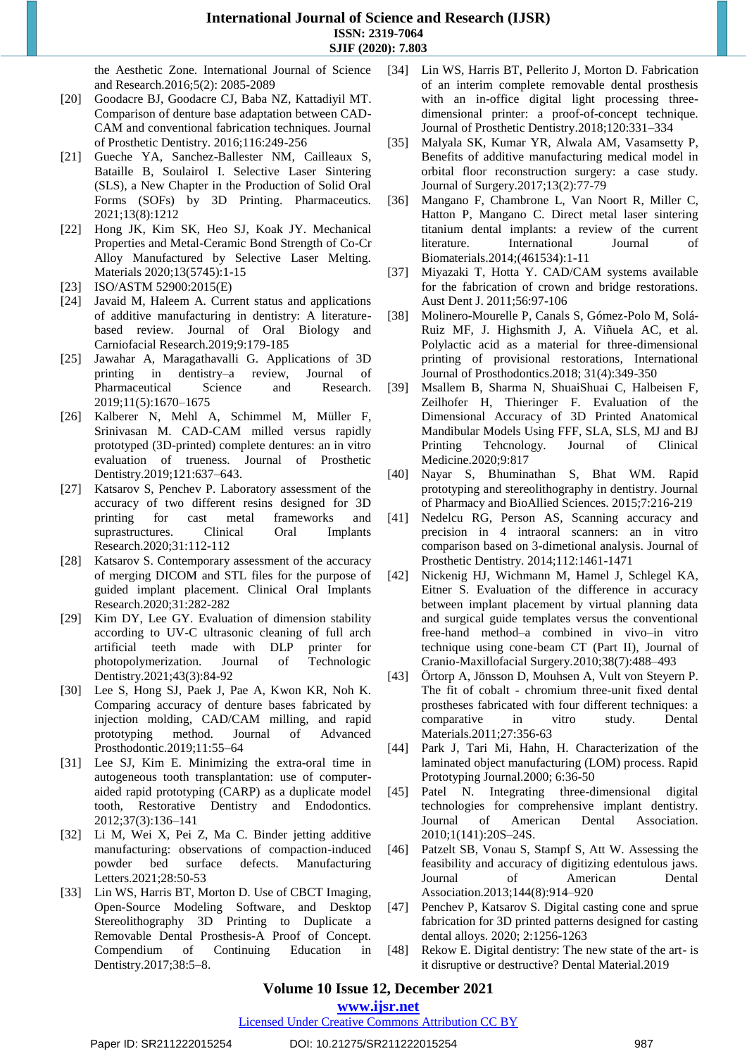the Aesthetic Zone. International Journal of Science and Research.2016;5(2): 2085-2089

[20] Goodacre BJ, Goodacre CJ, Baba NZ, Kattadiyil MT. Comparison of denture base adaptation between CAD-CAM and conventional fabrication techniques. Journal of Prosthetic Dentistry. 2016;116:249-256

[21] Gueche YA, Sanchez-Ballester NM, Cailleaux S, Bataille B, Soulairol I. Selective Laser Sintering (SLS), a New Chapter in the Production of Solid Oral Forms (SOFs) by 3D Printing. Pharmaceutics. 2021;13(8):1212

[22] Hong JK, Kim SK, Heo SJ, Koak JY. Mechanical Properties and Metal-Ceramic Bond Strength of Co-Cr Alloy Manufactured by Selective Laser Melting. Materials 2020;13(5745):1-15

[23] ISO/ASTM 52900:2015(E)

[24] Javaid M, Haleem A. Current status and applications of additive manufacturing in dentistry: A literature-based review. Journal of Oral Biology and Carniofacial Research.2019;9:179-185

[25] Jawahar A, Maragathavalli G. Applications of 3D printing in dentistry–a review, Journal of Pharmaceutical Science and Research. 2019;11(5):1670–1675

[26] Kalberer N, Mehl A, Schimmel M, Müller F, Srinivasan M. CAD-CAM milled versus rapidly prototyped (3D-printed) complete dentures: an in vitro evaluation of trueness. Journal of Prosthetic Dentistry.2019;121:637–643.

[27] Katsarov S, Penchev P. Laboratory assessment of the accuracy of two different resins designed for 3D printing for cast metal frameworks and suprastructures. Clinical Oral Implants Research.2020;31:112-112

[28] Katsarov S. Contemporary assessment of the accuracy of merging DICOM and STL files for the purpose of guided implant placement. Clinical Oral Implants Research.2020;31:282-282

[29] Kim DY, Lee GY. Evaluation of dimension stability according to UV-C ultrasonic cleaning of full arch artificial teeth made with DLP printer for photopolymerization. Journal of Technologic Dentistry.2021;43(3):84-92

[30] Lee S, Hong SJ, Paek J, Pae A, Kwon KR, Noh K. Comparing accuracy of denture bases fabricated by injection molding, CAD/CAM milling, and rapid prototyping method. Journal of Advanced Prosthodontic.2019;11:55–64

[31] Lee SJ, Kim E. Minimizing the extra-oral time in autogeneous tooth transplantation: use of computer-aided rapid prototyping (CARP) as a duplicate model tooth, Restorative Dentistry and Endodontics. 2012;37(3):136–141

[32] Li M, Wei X, Pei Z, Ma C. Binder jetting additive manufacturing: observations of compaction-induced powder bed surface defects. Manufacturing Letters.2021;28:50-53

[33] Lin WS, Harris BT, Morton D. Use of CBCT Imaging, Open-Source Modeling Software, and Desktop Stereolithography 3D Printing to Duplicate a Removable Dental Prosthesis-A Proof of Concept. Compendium of Continuing Education in Dentistry.2017;38:5–8.

[34] Lin WS, Harris BT, Pellerito J, Morton D. Fabrication of an interim complete removable dental prosthesis with an in-office digital light processing three-dimensional printer: a proof-of-concept technique. Journal of Prosthetic Dentistry.2018;120:331–334

[35] Malyala SK, Kumar YR, Alwala AM, Vasamsetty P, Benefits of additive manufacturing medical model in orbital floor reconstruction surgery: a case study. Journal of Surgery.2017;13(2):77-79

[36] Mangano F, Chambrone L, Van Noort R, Miller C, Hatton P, Mangano C. Direct metal laser sintering titanium dental implants: a review of the current literature. International Journal of Biomaterials.2014;(461534):1-11

[37] Miyazaki T, Hotta Y. CAD/CAM systems available for the fabrication of crown and bridge restorations. Aust Dent J. 2011;56:97-106

[38] Molinero-Mourelle P, Canals S, Gómez-Polo M, Solá-Ruiz MF, J. Highsmith J, A. Viñuela AC, et al. Polylactic acid as a material for three-dimensional printing of provisional restorations, International Journal of Prosthodontics.2018; 31(4):349-350

[39] Msallem B, Sharma N, ShuaiShuai C, Halbeisen F, Zeilhofer H, Thieringer F. Evaluation of the Dimensional Accuracy of 3D Printed Anatomical Mandibular Models Using FFF, SLA, SLS, MJ and BJ Printing Tehcnology. Journal of Clinical Medicine.2020;9:817

[40] Nayar S, Bhuminathan S, Bhat WM. Rapid prototyping and stereolithography in dentistry. Journal of Pharmacy and BioAllied Sciences. 2015;7:216-219

[41] Nedelcu RG, Person AS, Scanning accuracy and precision in 4 intraoral scanners: an in vitro comparison based on 3-dimetional analysis. Journal of Prosthetic Dentistry. 2014;112:1461-1471

[42] Nickenig HJ, Wichmann M, Hamel J, Schlegel KA, Eitner S. Evaluation of the difference in accuracy between implant placement by virtual planning data and surgical guide templates versus the conventional free-hand method–a combined in vivo–in vitro technique using cone-beam CT (Part II), Journal of Cranio-Maxillofacial Surgery.2010;38(7):488–493

[43] Örtorp A, Jönsson D, Mouhsen A, Vult von Steyern P. The fit of cobalt - chromium three-unit fixed dental prostheses fabricated with four different techniques: a comparative in vitro study. Dental Materials.2011;27:356-63

[44] Park J, Tari Mi, Hahn, H. Characterization of the laminated object manufacturing (LOM) process. Rapid Prototyping Journal.2000; 6:36-50

[45] Patel N. Integrating three-dimensional digital technologies for comprehensive implant dentistry. Journal of American Dental Association. 2010;1(141):20S–24S.

[46] Patzelt SB, Vonau S, Stampf S, Att W. Assessing the feasibility and accuracy of digitizing edentulous jaws. Journal of American Dental Association.2013;144(8):914–920

[47] Penchev P, Katsarov S. Digital casting cone and sprue fabrication for 3D printed patterns designed for casting dental alloys. 2020; 2:1256-1263

[48] Rekow E. Digital dentistry: The new state of the art- is it disruptive or destructive? Dental Material.2019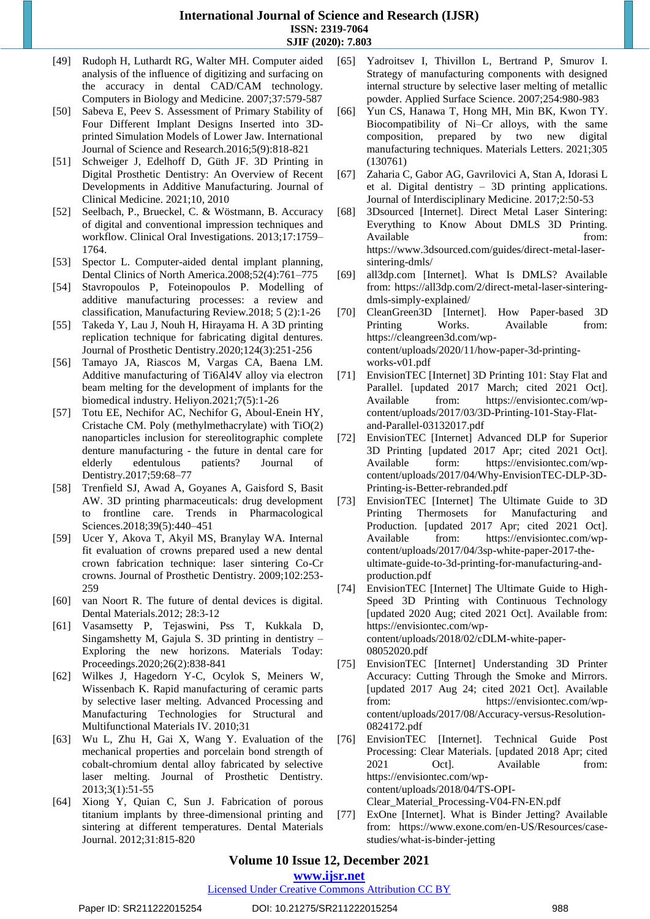[49] Rudoph H, Luthardt RG, Walter MH. Computer aided analysis of the influence of digitizing and surfacing on the accuracy in dental CAD/CAM technology. Computers in Biology and Medicine. 2007;37:579-587

[50] Sabeva E, Peev S. Assessment of Primary Stability of Four Different Implant Designs Inserted into 3D-printed Simulation Models of Lower Jaw. International Journal of Science and Research.2016;5(9):818-821

[51] Schweiger J, Edelhoff D, Güth JF. 3D Printing in Digital Prosthetic Dentistry: An Overview of Recent Developments in Additive Manufacturing. Journal of Clinical Medicine. 2021;10, 2010

[52] Seelbach, P., Brueckel, C. & Wöstmann, B. Accuracy of digital and conventional impression techniques and workflow. Clinical Oral Investigations. 2013;17:1759–1764.

[53] Spector L. Computer-aided dental implant planning, Dental Clinics of North America.2008;52(4):761–775

[54] Stavropoulos P, Foteinopoulos P. Modelling of additive manufacturing processes: a review and classification, Manufacturing Review.2018; 5 (2):1-26

[55] Takeda Y, Lau J, Nouh H, Hirayama H. A 3D printing replication technique for fabricating digital dentures. Journal of Prosthetic Dentistry.2020;124(3):251-256

[56] Tamayo JA, Riascos M, Vargas CA, Baena LM. Additive manufacturing of Ti6Al4V alloy via electron beam melting for the development of implants for the biomedical industry. Heliyon.2021;7(5):1-26

[57] Totu EE, Nechifor AC, Nechifor G, Aboul-Enein HY, Cristache CM. Poly (methylmethacrylate) with TiO(2) nanoparticles inclusion for stereolitographic complete denture manufacturing - the future in dental care for elderly edentulous patients? Journal of Dentistry.2017;59:68–77

[58] Trenfield SJ, Awad A, Goyanes A, Gaisford S, Basit AW. 3D printing pharmaceuticals: drug development to frontline care. Trends in Pharmacological Sciences.2018;39(5):440–451

[59] Ucer Y, Akova T, Akyil MS, Branylay WA. Internal fit evaluation of crowns prepared used a new dental crown fabrication technique: laser sintering Co-Cr crowns. Journal of Prosthetic Dentistry. 2009;102:253-259

[60] van Noort R. The future of dental devices is digital. Dental Materials.2012; 28:3-12

[61] Vasamsetty P, Tejaswini, Pss T, Kukkala D, Singamshetty M, Gajula S. 3D printing in dentistry – Exploring the new horizons. Materials Today: Proceedings.2020;26(2):838-841

[62] Wilkes J, Hagedorn Y-C, Ocylok S, Meiners W, Wissenbach K. Rapid manufacturing of ceramic parts by selective laser melting. Advanced Processing and Manufacturing Technologies for Structural and Multifunctional Materials IV. 2010;31

[63] Wu L, Zhu H, Gai X, Wang Y. Evaluation of the mechanical properties and porcelain bond strength of cobalt-chromium dental alloy fabricated by selective laser melting. Journal of Prosthetic Dentistry. 2013;3(1):51-55

[64] Xiong Y, Quian C, Sun J. Fabrication of porous titanium implants by three-dimensional printing and sintering at different temperatures. Dental Materials Journal. 2012;31:815-820

[65] Yadroitsev I, Thivillon L, Bertrand P, Smurov I. Strategy of manufacturing components with designed internal structure by selective laser melting of metallic powder. Applied Surface Science. 2007;254:980-983

[66] Yun CS, Hanawa T, Hong MH, Min BK, Kwon TY. Biocompatibility of Ni–Cr alloys, with the same composition, prepared by two new digital manufacturing techniques. Materials Letters. 2021;305 (130761)

[67] Zaharia C, Gabor AG, Gavrilovici A, Stan A, Idorasi L et al. Digital dentistry – 3D printing applications. Journal of Interdisciplinary Medicine. 2017;2:50-53

[68] 3Dsourced [Internet]. Direct Metal Laser Sintering: Everything to Know About DMLS 3D Printing. Available from: https://www.3dsourced.com/guides/direct-metal-laser-sintering-dmls/

[69] all3dp.com [Internet]. What Is DMLS? Available from: https://all3dp.com/2/direct-metal-laser-sintering-dmls-simply-explained/

[70] CleanGreen3D [Internet]. How Paper-based 3D Printing Works. Available from: https://cleangreen3d.com/wp-content/uploads/2020/11/how-paper-3d-printing-works-v01.pdf

[71] EnvisionTEC [Internet] 3D Printing 101: Stay Flat and Parallel. [updated 2017 March; cited 2021 Oct]. Available from: https://envisiontec.com/wp-content/uploads/2017/03/3D-Printing-101-Stay-Flat-and-Parallel-03132017.pdf

[72] EnvisionTEC [Internet] Advanced DLP for Superior 3D Printing [updated 2017 Apr; cited 2021 Oct]. Available form: https://envisiontec.com/wp-content/uploads/2017/04/Why-EnvisionTEC-DLP-3D-Printing-is-Better-rebranded.pdf

[73] EnvisionTEC [Internet] The Ultimate Guide to 3D Printing Thermosets for Manufacturing and Production. [updated 2017 Apr; cited 2021 Oct]. Available from: https://envisiontec.com/wp-content/uploads/2017/04/3sp-white-paper-2017-the-ultimate-guide-to-3d-printing-for-manufacturing-and-production.pdf

[74] EnvisionTEC [Internet] The Ultimate Guide to High-Speed 3D Printing with Continuous Technology [updated 2020 Aug; cited 2021 Oct]. Available from: https://envisiontec.com/wp-content/uploads/2018/02/cDLM-white-paper-08052020.pdf

[75] EnvisionTEC [Internet] Understanding 3D Printer Accuracy: Cutting Through the Smoke and Mirrors. [updated 2017 Aug 24; cited 2021 Oct]. Available from: https://envisiontec.com/wp-content/uploads/2017/08/Accuracy-versus-Resolution-0824172.pdf

[76] EnvisionTEC [Internet]. Technical Guide Post Processing: Clear Materials. [updated 2018 Apr; cited 2021 Oct]. Available from: https://envisiontec.com/wp-content/uploads/2018/04/TS-OPI-Clear_Material_Processing-V04-FN-EN.pdf

[77] ExOne [Internet]. What is Binder Jetting? Available from: https://www.exone.com/en-US/Resources/case-studies/what-is-binder-jetting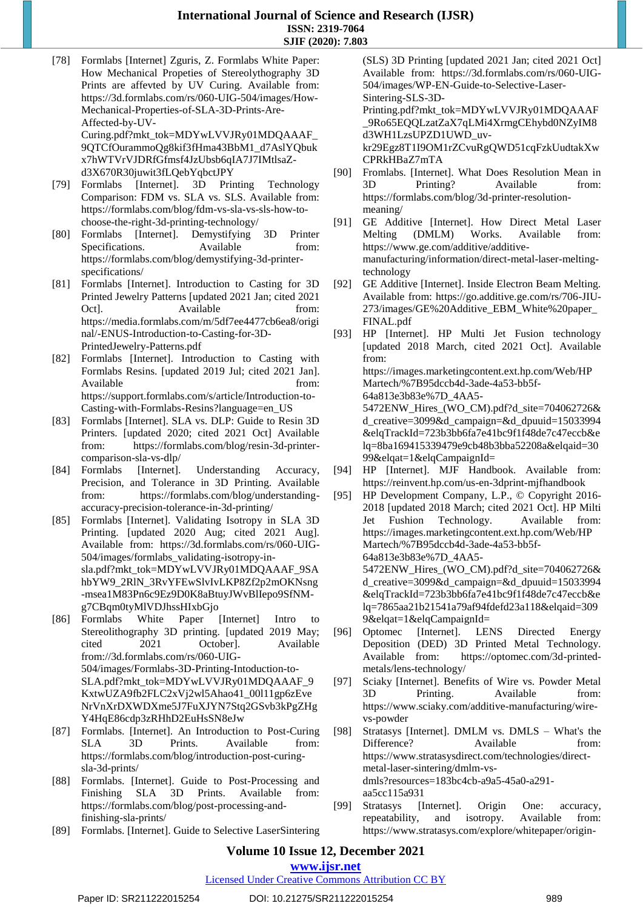[78] Formlabs [Internet] Zguris, Z. Formlabs White Paper: How Mechanical Propeties of Stereolythography 3D Prints are affevted by UV Curing. Available from: https://3d.formlabs.com/rs/060-UIG-504/images/How-Mechanical-Properties-of-SLA-3D-Prints-Are-Affected-by-UV-Curing.pdf?mkt_tok=MDYwLVVJRy01MDQAAAF_9QTCfOurammoQg8kif3fHma43BbM1_d7AslYQbukx7hWTVrVJDRfGfmsf4JzUbsb6qIA7J7IMtlsaZ-d3X670R30juwit3fLQebYqbctJPY

[79] Formlabs [Internet]. 3D Printing Technology Comparison: FDM vs. SLA vs. SLS. Available from: https://formlabs.com/blog/fdm-vs-sla-vs-sls-how-to-choose-the-right-3d-printing-technology/

[80] Formlabs [Internet]. Demystifying 3D Printer Specifications. Available from: https://formlabs.com/blog/demystifying-3d-printer-specifications/

[81] Formlabs [Internet]. Introduction to Casting for 3D Printed Jewelry Patterns [updated 2021 Jan; cited 2021 Oct]. Available from: https://media.formlabs.com/m/5df7ee4477cb6ea8/original/-ENUS-Introduction-to-Casting-for-3D-PrintedJewelry-Patterns.pdf

[82] Formlabs [Internet]. Introduction to Casting with Formlabs Resins. [updated 2019 Jul; cited 2021 Jan]. Available from: https://support.formlabs.com/s/article/Introduction-to-Casting-with-Formlabs-Resins?language=en_US

[83] Formlabs [Internet]. SLA vs. DLP: Guide to Resin 3D Printers. [updated 2020; cited 2021 Oct] Available from: https://formlabs.com/blog/resin-3d-printer-comparison-sla-vs-dlp/

[84] Formlabs [Internet]. Understanding Accuracy, Precision, and Tolerance in 3D Printing. Available from: https://formlabs.com/blog/understanding-accuracy-precision-tolerance-in-3d-printing/

[85] Formlabs [Internet]. Validating Isotropy in SLA 3D Printing. [updated 2020 Aug; cited 2021 Aug]. Available from: https://3d.formlabs.com/rs/060-UIG-504/images/formlabs_validating-isotropy-in-sla.pdf?mkt_tok=MDYwLVVJRy01MDQAAAF_9SAhbYW9_2RlN_3RvYFEwSlvIvLKP8Zf2p2mOKNsng-msea1M83Pn6c9Ez9D0K8aBtuyJWvBlIepo9SfNM-g7CBqm0tyMlVDJhssHIxbGjo

[86] Formlabs White Paper [Internet] Intro to Stereolithography 3D printing. [updated 2019 May; cited 2021 October]. Available from://3d.formlabs.com/rs/060-UIG-504/images/Formlabs-3D-Printing-Intoduction-to-SLA.pdf?mkt_tok=MDYwLVVJRy01MDQAAAF_9KxtwUZA9fb2FLC2xVj2wl5Ahao41_00l11gp6zEveNrVnXrDXWDXme5J7FuXJYN7Stq2GSvb3kPgZHgY4HqE86cdp3zRHhD2EuHsSN8eJw

[87] Formlabs. [Internet]. An Introduction to Post-Curing SLA 3D Prints. Available from: https://formlabs.com/blog/introduction-post-curing-sla-3d-prints/

[88] Formlabs. [Internet]. Guide to Post-Processing and Finishing SLA 3D Prints. Available from: https://formlabs.com/blog/post-processing-and-finishing-sla-prints/

[89] Formlabs. [Internet]. Guide to Selective LaserSintering (SLS) 3D Printing [updated 2021 Jan; cited 2021 Oct] Available from: https://3d.formlabs.com/rs/060-UIG-504/images/WP-EN-Guide-to-Selective-Laser-Sintering-SLS-3D-Printing.pdf?mkt_tok=MDYwLVVJRy01MDQAAAF_9Ro65EQQLzatZaX7qLMi4XrmgCEhybd0NZyIM8d3WH1LzsUPZD1UWD_uv-kr29Egz8T1I9OM1rZCvuRgQWD51cqFzkUudtakXwCPRkHBaZ7mTA

[90] Fromlabs. [Internet]. What Does Resolution Mean in 3D Printing? Available from: https://formlabs.com/blog/3d-printer-resolution-meaning/

[91] GE Additive [Internet]. How Direct Metal Laser Melting (DMLM) Works. Available from: https://www.ge.com/additive/additive-manufacturing/information/direct-metal-laser-melting-technology

[92] GE Additive [Internet]. Inside Electron Beam Melting. Available from: https://go.additive.ge.com/rs/706-JIU-273/images/GE%20Additive_EBM_White%20paper_FINAL.pdf

[93] HP [Internet]. HP Multi Jet Fusion technology [updated 2018 March, cited 2021 Oct]. Available from: https://images.marketingcontent.ext.hp.com/Web/HPMartech/%7B95dccb4d-3ade-4a53-bb5f-64a813e3b83e%7D_4AA5-5472ENW_Hires_(WO_CM).pdf?d_site=704062726&d_creative=3099&d_campaign=&d_dpuuid=15033994&elqTrackId=723b3bb6fa7e41bc9f1f48de7c47eccb&elq=8ba169415339479e9cb48b3bba52208a&elqaid=3099&elqat=1&elqCampaignId=

[94] HP [Internet]. MJF Handbook. Available from: https://reinvent.hp.com/us-en-3dprint-mjfhandbook

[95] HP Development Company, L.P., © Copyright 2016-2018 [updated 2018 March; cited 2021 Oct]. HP Milti Jet Fushion Technology. Available from: https://images.marketingcontent.ext.hp.com/Web/HPMartech/%7B95dccb4d-3ade-4a53-bb5f-64a813e3b83e%7D_4AA5-5472ENW_Hires_(WO_CM).pdf?d_site=704062726&d_creative=3099&d_campaign=&d_dpuuid=15033994&elqTrackId=723b3bb6fa7e41bc9f1f48de7c47eccb&elq=7865aa21b21541a79af94fdefd23a118&elqaid=3099&elqat=1&elqCampaignId=

[96] Optomec [Internet]. LENS Directed Energy Deposition (DED) 3D Printed Metal Technology. Available from: https://optomec.com/3d-printed-metals/lens-technology/

[97] Sciaky [Internet]. Benefits of Wire vs. Powder Metal 3D Printing. Available from: https://www.sciaky.com/additive-manufacturing/wire-vs-powder

[98] Stratasys [Internet]. DMLM vs. DMLS – What's the Difference? Available from: https://www.stratasysdirect.com/technologies/direct-metal-laser-sintering/dmlm-vs-dmls?resources=183bc4cb-a9a5-45a0-a291-aa5cc115a931

[99] Stratasys [Internet]. Origin One: accuracy, repeatability, and isotropy. Available from: https://www.stratasys.com/explore/whitepaper/origin-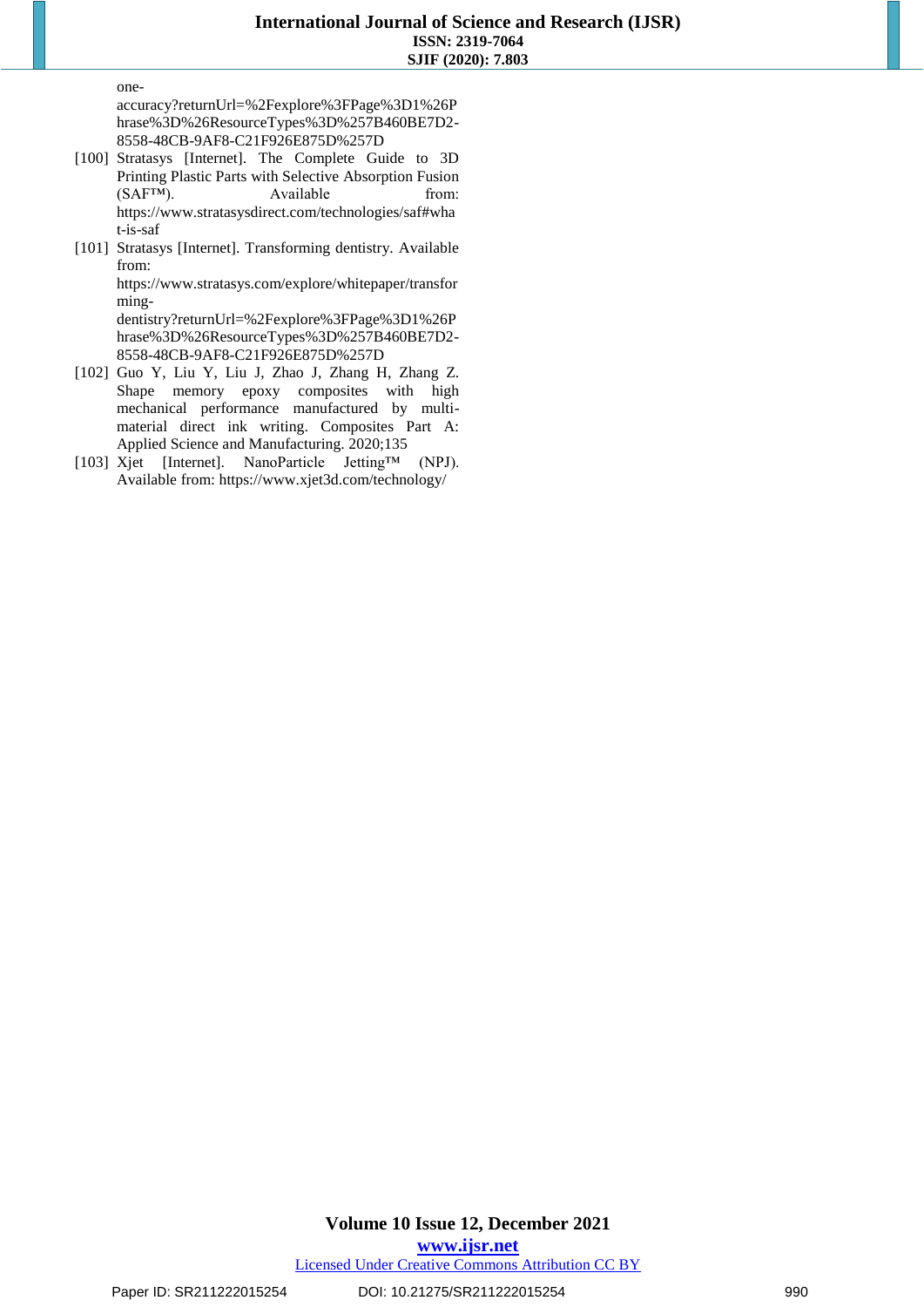one-accuracy?returnUrl=%2Fexplore%3FPage%3D1%26Phrase%3D%26ResourceTypes%3D%257B460BE7D2-8558-48CB-9AF8-C21F926E875D%257D

[100] Stratasys [Internet]. The Complete Guide to 3D Printing Plastic Parts with Selective Absorption Fusion (SAF™). Available from: https://www.stratasysdirect.com/technologies/saf#what-is-saf

[101] Stratasys [Internet]. Transforming dentistry. Available from: https://www.stratasys.com/explore/whitepaper/transforming-dentistry?returnUrl=%2Fexplore%3FPage%3D1%26Phrase%3D%26ResourceTypes%3D%257B460BE7D2-8558-48CB-9AF8-C21F926E875D%257D

[102] Guo Y, Liu Y, Liu J, Zhao J, Zhang H, Zhang Z. Shape memory epoxy composites with high mechanical performance manufactured by multi-material direct ink writing. Composites Part A: Applied Science and Manufacturing. 2020;135

[103] Xjet [Internet]. NanoParticle Jetting™ (NPJ). Available from: https://www.xjet3d.com/technology/